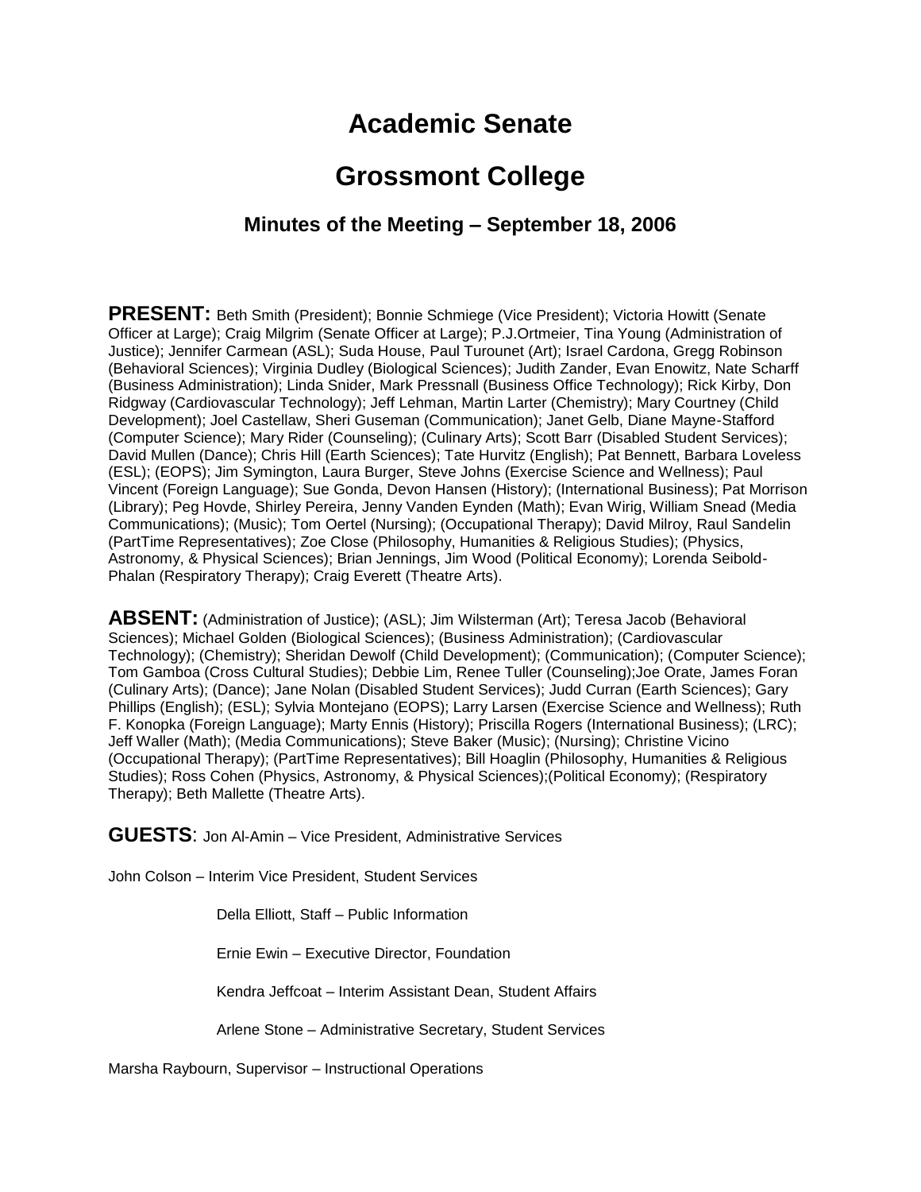# Academic Senate

# Grossmont College

### Minutes of the Meeting – September 18, 2006

**PRESENT:** Beth Smith (President); Bonnie Schmiege (Vice President); Victoria Howitt (Senate Officer at Large); Craig Milgrim (Senate Officer at Large); P.J.Ortmeier, Tina Young (Administration of Justice); Jennifer Carmean (ASL); Suda House, Paul Turounet (Art); Israel Cardona, Gregg Robinson (Behavioral Sciences); Virginia Dudley (Biological Sciences); Judith Zander, Evan Enowitz, Nate Scharff (Business Administration); Linda Snider, Mark Pressnall (Business Office Technology); Rick Kirby, Don Ridgway (Cardiovascular Technology); Jeff Lehman, Martin Larter (Chemistry); Mary Courtney (Child Development); Joel Castellaw, Sheri Guseman (Communication); Janet Gelb, Diane Mayne-Stafford (Computer Science); Mary Rider (Counseling); (Culinary Arts); Scott Barr (Disabled Student Services); David Mullen (Dance); Chris Hill (Earth Sciences); Tate Hurvitz (English); Pat Bennett, Barbara Loveless (ESL); (EOPS); Jim Symington, Laura Burger, Steve Johns (Exercise Science and Wellness); Paul Vincent (Foreign Language); Sue Gonda, Devon Hansen (History); (International Business); Pat Morrison (Library); Peg Hovde, Shirley Pereira, Jenny Vanden Eynden (Math); Evan Wirig, William Snead (Media Communications); (Music); Tom Oertel (Nursing); (Occupational Therapy); David Milroy, Raul Sandelin (PartTime Representatives); Zoe Close (Philosophy, Humanities & Religious Studies); (Physics, Astronomy, & Physical Sciences); Brian Jennings, Jim Wood (Political Economy); Lorenda Seibold-Phalan (Respiratory Therapy); Craig Everett (Theatre Arts).

**ABSENT:** (Administration of Justice); (ASL); Jim Wilsterman (Art); Teresa Jacob (Behavioral Sciences); Michael Golden (Biological Sciences); (Business Administration); (Cardiovascular Technology); (Chemistry); Sheridan Dewolf (Child Development); (Communication); (Computer Science); Tom Gamboa (Cross Cultural Studies); Debbie Lim, Renee Tuller (Counseling);Joe Orate, James Foran (Culinary Arts); (Dance); Jane Nolan (Disabled Student Services); Judd Curran (Earth Sciences); Gary Phillips (English); (ESL); Sylvia Montejano (EOPS); Larry Larsen (Exercise Science and Wellness); Ruth F. Konopka (Foreign Language); Marty Ennis (History); Priscilla Rogers (International Business); (LRC); Jeff Waller (Math); (Media Communications); Steve Baker (Music); (Nursing); Christine Vicino (Occupational Therapy); (PartTime Representatives); Bill Hoaglin (Philosophy, Humanities & Religious Studies); Ross Cohen (Physics, Astronomy, & Physical Sciences);(Political Economy); (Respiratory Therapy); Beth Mallette (Theatre Arts).

**GUESTS**: Jon Al-Amin – Vice President, Administrative Services

John Colson – Interim Vice President, Student Services

Della Elliott, Staff – Public Information

Ernie Ewin – Executive Director, Foundation

Kendra Jeffcoat – Interim Assistant Dean, Student Affairs

Arlene Stone – Administrative Secretary, Student Services

Marsha Raybourn, Supervisor – Instructional Operations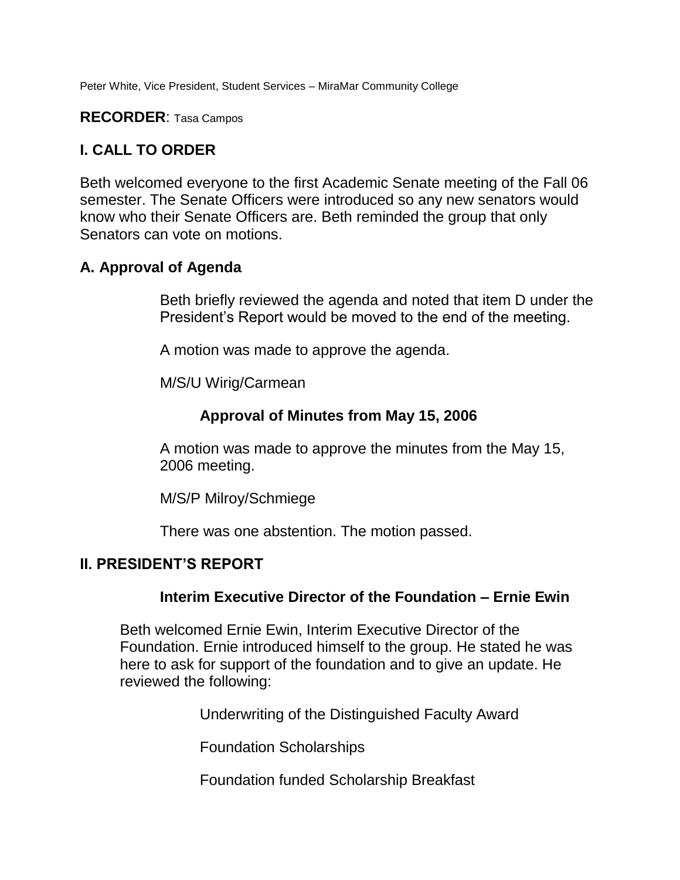Peter White, Vice President, Student Services – MiraMar Community College

**RECORDER**: Tasa Campos

## I. CALL TO ORDER

Beth welcomed everyone to the first Academic Senate meeting of the Fall 06 semester. The Senate Officers were introduced so any new senators would know who their Senate Officers are. Beth reminded the group that only Senators can vote on motions.

### A. Approval of Agenda

Beth briefly reviewed the agenda and noted that item D under the President's Report would be moved to the end of the meeting.

A motion was made to approve the agenda.

M/S/U Wirig/Carmean

**Approval of Minutes from May 15, 2006**

A motion was made to approve the minutes from the May 15, 2006 meeting.

M/S/P Milroy/Schmiege

There was one abstention. The motion passed.

## II. PRESIDENT'S REPORT

**Interim Executive Director of the Foundation – Ernie Ewin**

Beth welcomed Ernie Ewin, Interim Executive Director of the Foundation. Ernie introduced himself to the group. He stated he was here to ask for support of the foundation and to give an update. He reviewed the following:

Underwriting of the Distinguished Faculty Award

Foundation Scholarships

Foundation funded Scholarship Breakfast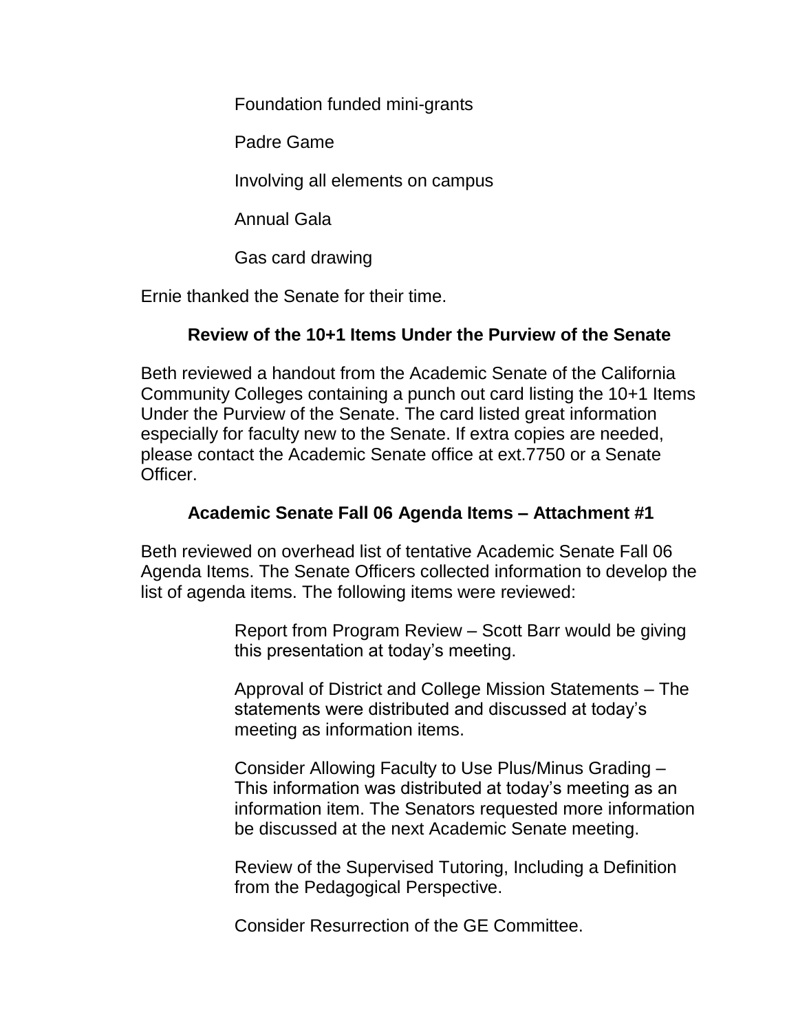- Foundation funded mini-grants
- Padre Game
- Involving all elements on campus
- Annual Gala
- Gas card drawing

Ernie thanked the Senate for their time.

## Review of the 10+1 Items Under the Purview of the Senate

Beth reviewed a handout from the Academic Senate of the California Community Colleges containing a punch out card listing the 10+1 Items Under the Purview of the Senate. The card listed great information especially for faculty new to the Senate. If extra copies are needed, please contact the Academic Senate office at ext.7750 or a Senate Officer.

## Academic Senate Fall 06 Agenda Items – Attachment #1

Beth reviewed on overhead list of tentative Academic Senate Fall 06 Agenda Items. The Senate Officers collected information to develop the list of agenda items. The following items were reviewed:

- Report from Program Review – Scott Barr would be giving this presentation at today's meeting.
- Approval of District and College Mission Statements – The statements were distributed and discussed at today's meeting as information items.
- Consider Allowing Faculty to Use Plus/Minus Grading – This information was distributed at today's meeting as an information item. The Senators requested more information be discussed at the next Academic Senate meeting.
- Review of the Supervised Tutoring, Including a Definition from the Pedagogical Perspective.
- Consider Resurrection of the GE Committee.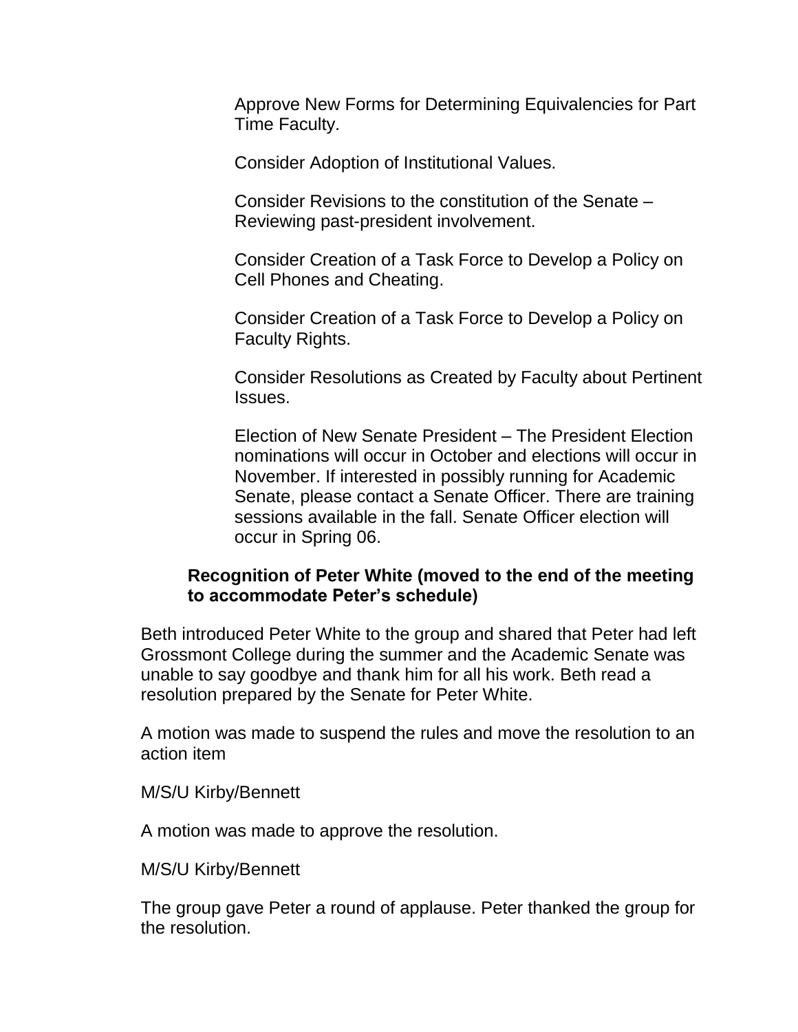Approve New Forms for Determining Equivalencies for Part Time Faculty.

Consider Adoption of Institutional Values.

Consider Revisions to the constitution of the Senate – Reviewing past-president involvement.

Consider Creation of a Task Force to Develop a Policy on Cell Phones and Cheating.

Consider Creation of a Task Force to Develop a Policy on Faculty Rights.

Consider Resolutions as Created by Faculty about Pertinent Issues.

Election of New Senate President – The President Election nominations will occur in October and elections will occur in November. If interested in possibly running for Academic Senate, please contact a Senate Officer. There are training sessions available in the fall. Senate Officer election will occur in Spring 06.

**Recognition of Peter White (moved to the end of the meeting to accommodate Peter's schedule)**

Beth introduced Peter White to the group and shared that Peter had left Grossmont College during the summer and the Academic Senate was unable to say goodbye and thank him for all his work. Beth read a resolution prepared by the Senate for Peter White.

A motion was made to suspend the rules and move the resolution to an action item

M/S/U Kirby/Bennett

A motion was made to approve the resolution.

M/S/U Kirby/Bennett

The group gave Peter a round of applause. Peter thanked the group for the resolution.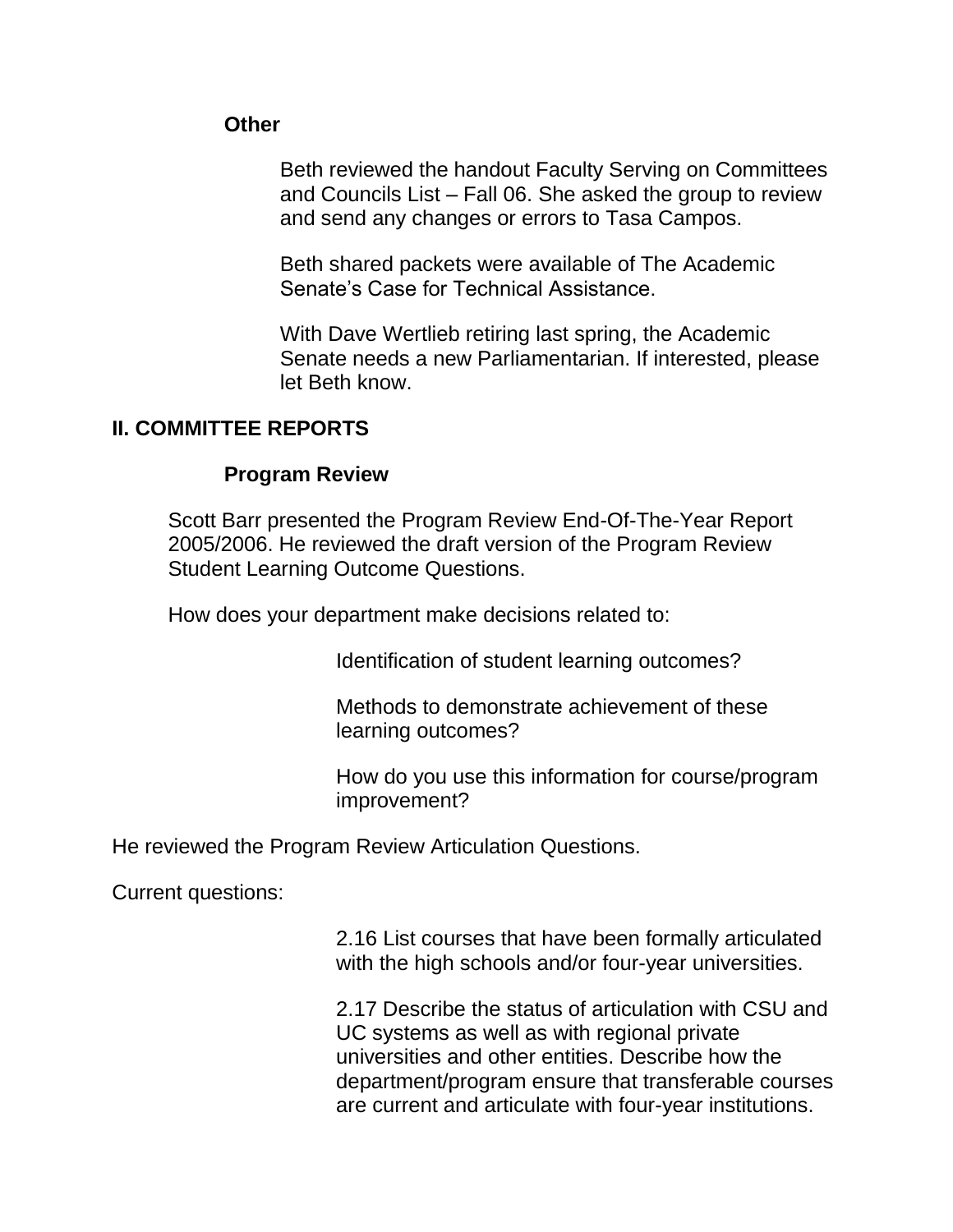### Other

Beth reviewed the handout Faculty Serving on Committees and Councils List – Fall 06. She asked the group to review and send any changes or errors to Tasa Campos.

Beth shared packets were available of The Academic Senate's Case for Technical Assistance.

With Dave Wertlieb retiring last spring, the Academic Senate needs a new Parliamentarian. If interested, please let Beth know.

## II. COMMITTEE REPORTS

### Program Review

Scott Barr presented the Program Review End-Of-The-Year Report 2005/2006. He reviewed the draft version of the Program Review Student Learning Outcome Questions.

How does your department make decisions related to:

Identification of student learning outcomes?

Methods to demonstrate achievement of these learning outcomes?

How do you use this information for course/program improvement?

He reviewed the Program Review Articulation Questions.

Current questions:

2.16 List courses that have been formally articulated with the high schools and/or four-year universities.

2.17 Describe the status of articulation with CSU and UC systems as well as with regional private universities and other entities. Describe how the department/program ensure that transferable courses are current and articulate with four-year institutions.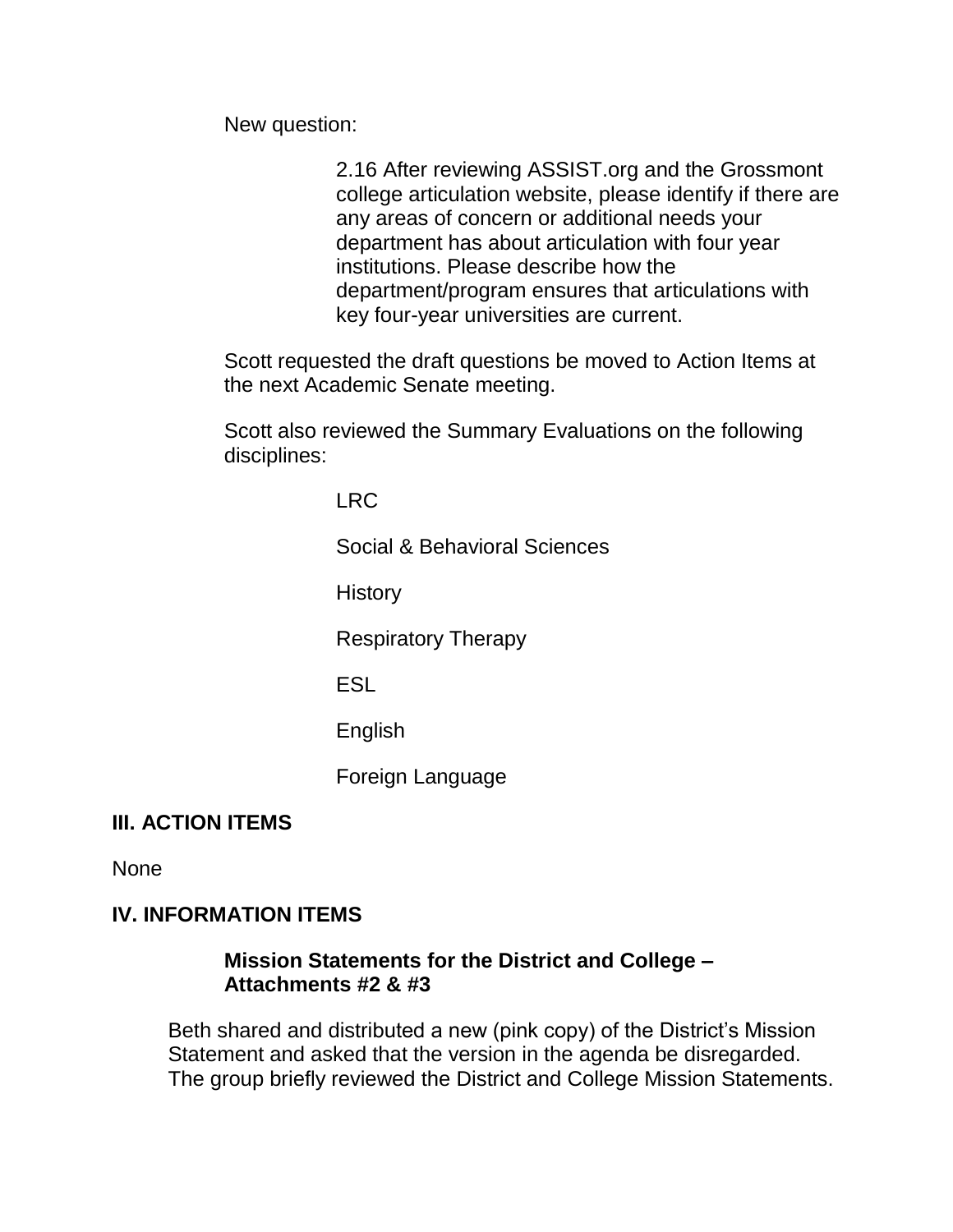New question:

> 2.16 After reviewing ASSIST.org and the Grossmont college articulation website, please identify if there are any areas of concern or additional needs your department has about articulation with four year institutions. Please describe how the department/program ensures that articulations with key four-year universities are current.

Scott requested the draft questions be moved to Action Items at the next Academic Senate meeting.

Scott also reviewed the Summary Evaluations on the following disciplines:

- LRC
- Social & Behavioral Sciences
- History
- Respiratory Therapy
- ESL
- English
- Foreign Language

## III. ACTION ITEMS

None

## IV. INFORMATION ITEMS

### Mission Statements for the District and College – Attachments #2 & #3

Beth shared and distributed a new (pink copy) of the District's Mission Statement and asked that the version in the agenda be disregarded. The group briefly reviewed the District and College Mission Statements.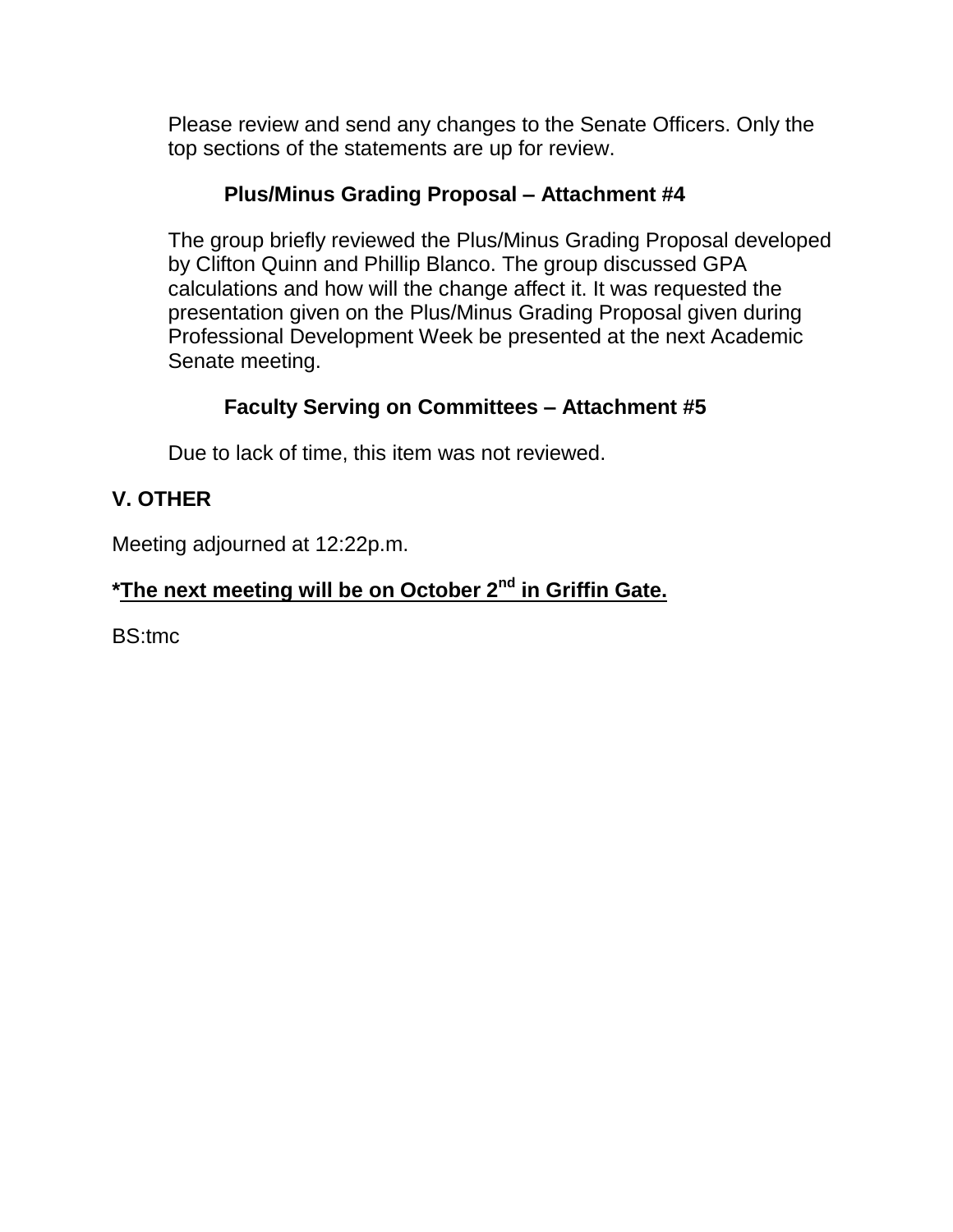Please review and send any changes to the Senate Officers. Only the top sections of the statements are up for review.

**Plus/Minus Grading Proposal – Attachment #4**

The group briefly reviewed the Plus/Minus Grading Proposal developed by Clifton Quinn and Phillip Blanco. The group discussed GPA calculations and how will the change affect it. It was requested the presentation given on the Plus/Minus Grading Proposal given during Professional Development Week be presented at the next Academic Senate meeting.

**Faculty Serving on Committees – Attachment #5**

Due to lack of time, this item was not reviewed.

**V. OTHER**

Meeting adjourned at 12:22p.m.

***The next meeting will be on October 2nd in Griffin Gate.**

BS:tmc